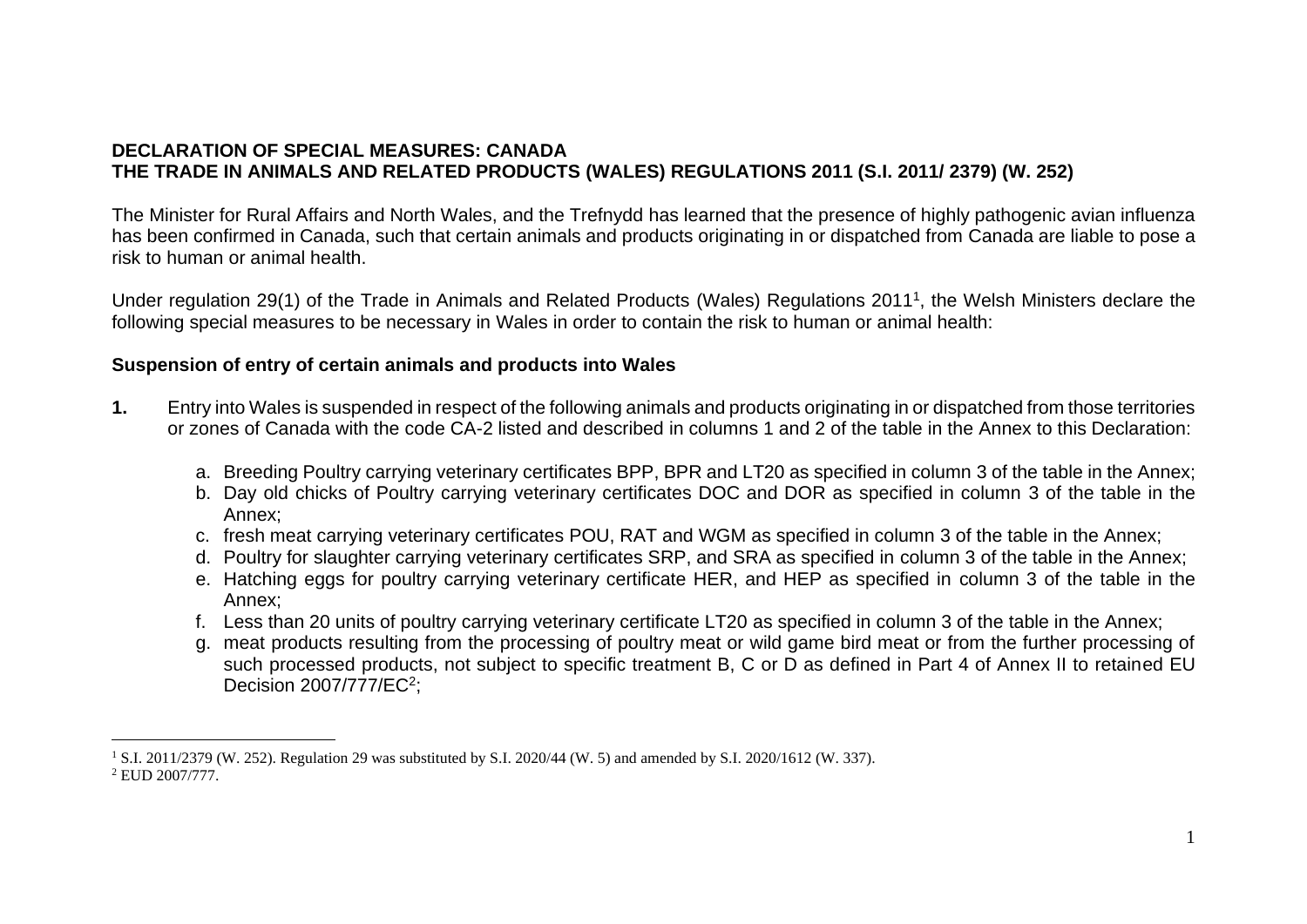**DECLARATION OF SPECIAL MEASURES: CANADA**
**THE TRADE IN ANIMALS AND RELATED PRODUCTS (WALES) REGULATIONS 2011 (S.I. 2011/ 2379) (W. 252)**

The Minister for Rural Affairs and North Wales, and the Trefnydd has learned that the presence of highly pathogenic avian influenza has been confirmed in Canada, such that certain animals and products originating in or dispatched from Canada are liable to pose a risk to human or animal health.

Under regulation 29(1) of the Trade in Animals and Related Products (Wales) Regulations 2011[1], the Welsh Ministers declare the following special measures to be necessary in Wales in order to contain the risk to human or animal health:

**Suspension of entry of certain animals and products into Wales**

**1.** Entry into Wales is suspended in respect of the following animals and products originating in or dispatched from those territories or zones of Canada with the code CA-2 listed and described in columns 1 and 2 of the table in the Annex to this Declaration:

a. Breeding Poultry carrying veterinary certificates BPP, BPR and LT20 as specified in column 3 of the table in the Annex;
b. Day old chicks of Poultry carrying veterinary certificates DOC and DOR as specified in column 3 of the table in the Annex;
c. fresh meat carrying veterinary certificates POU, RAT and WGM as specified in column 3 of the table in the Annex;
d. Poultry for slaughter carrying veterinary certificates SRP, and SRA as specified in column 3 of the table in the Annex;
e. Hatching eggs for poultry carrying veterinary certificate HER, and HEP as specified in column 3 of the table in the Annex;
f. Less than 20 units of poultry carrying veterinary certificate LT20 as specified in column 3 of the table in the Annex;
g. meat products resulting from the processing of poultry meat or wild game bird meat or from the further processing of such processed products, not subject to specific treatment B, C or D as defined in Part 4 of Annex II to retained EU Decision 2007/777/EC[2];

---

[1] S.I. 2011/2379 (W. 252). Regulation 29 was substituted by S.I. 2020/44 (W. 5) and amended by S.I. 2020/1612 (W. 337).

[2] EUD 2007/777.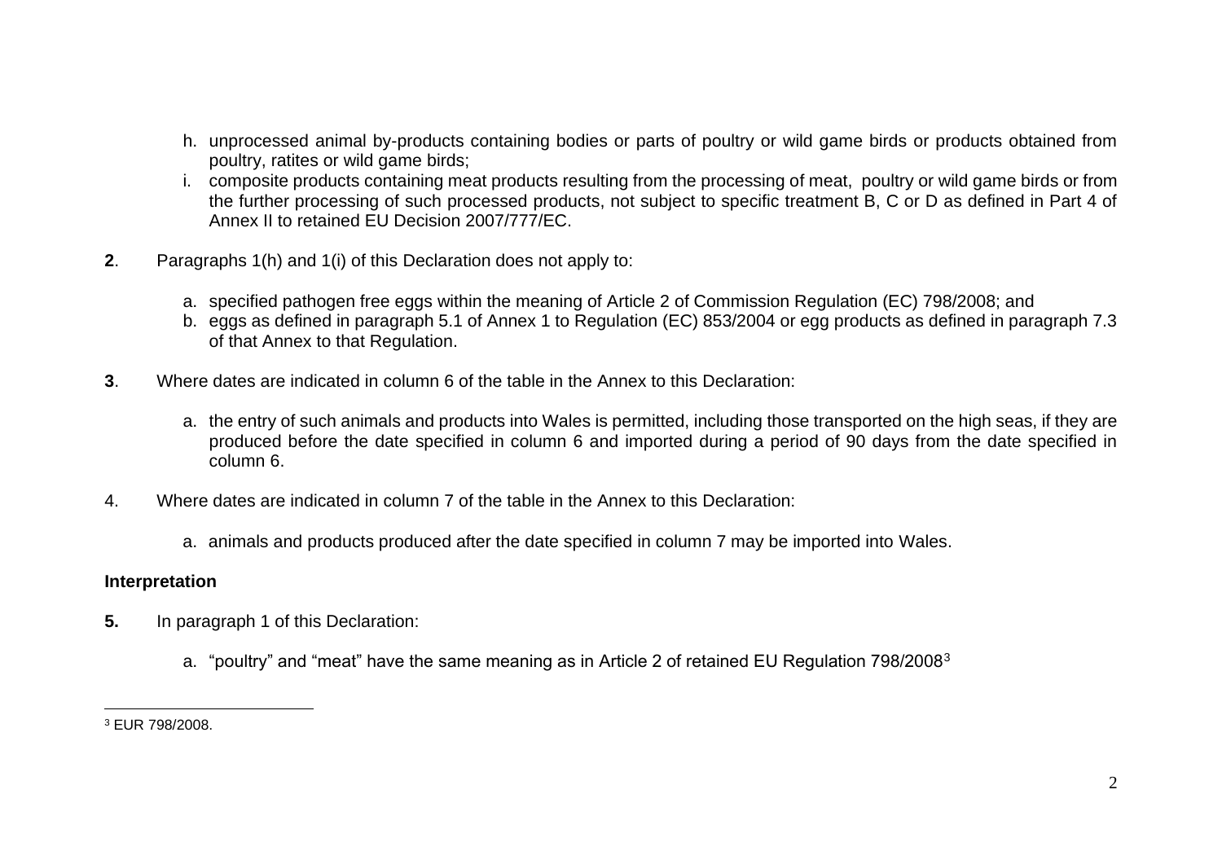h. unprocessed animal by-products containing bodies or parts of poultry or wild game birds or products obtained from poultry, ratites or wild game birds;

i. composite products containing meat products resulting from the processing of meat, poultry or wild game birds or from the further processing of such processed products, not subject to specific treatment B, C or D as defined in Part 4 of Annex II to retained EU Decision 2007/777/EC.

**2**. Paragraphs 1(h) and 1(i) of this Declaration does not apply to:

a. specified pathogen free eggs within the meaning of Article 2 of Commission Regulation (EC) 798/2008; and

b. eggs as defined in paragraph 5.1 of Annex 1 to Regulation (EC) 853/2004 or egg products as defined in paragraph 7.3 of that Annex to that Regulation.

**3**. Where dates are indicated in column 6 of the table in the Annex to this Declaration:

a. the entry of such animals and products into Wales is permitted, including those transported on the high seas, if they are produced before the date specified in column 6 and imported during a period of 90 days from the date specified in column 6.

4. Where dates are indicated in column 7 of the table in the Annex to this Declaration:

a. animals and products produced after the date specified in column 7 may be imported into Wales.

**Interpretation**

**5.** In paragraph 1 of this Declaration:

a. "poultry" and "meat" have the same meaning as in Article 2 of retained EU Regulation 798/2008[3]

[3] EUR 798/2008.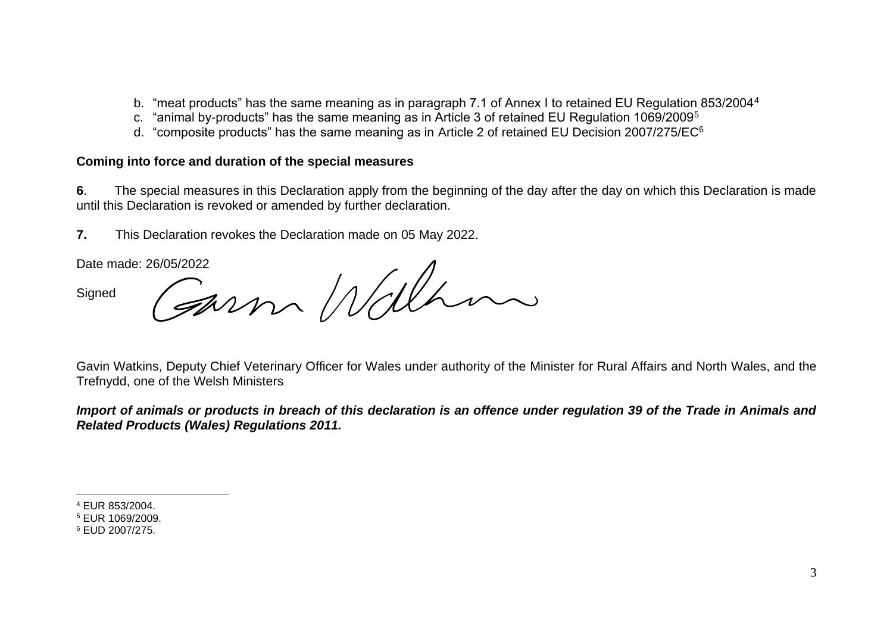b. "meat products" has the same meaning as in paragraph 7.1 of Annex I to retained EU Regulation 853/2004[4]
c. "animal by-products" has the same meaning as in Article 3 of retained EU Regulation 1069/2009[5]
d. "composite products" has the same meaning as in Article 2 of retained EU Decision 2007/275/EC[6]

**Coming into force and duration of the special measures**

**6**. The special measures in this Declaration apply from the beginning of the day after the day on which this Declaration is made until this Declaration is revoked or amended by further declaration.

**7.** This Declaration revokes the Declaration made on 05 May 2022.

Date made: 26/05/2022

Signed

Gavin Watkins, Deputy Chief Veterinary Officer for Wales under authority of the Minister for Rural Affairs and North Wales, and the Trefnydd, one of the Welsh Ministers

***Import of animals or products in breach of this declaration is an offence under regulation 39 of the Trade in Animals and Related Products (Wales) Regulations 2011.***

---

[4] EUR 853/2004.
[5] EUR 1069/2009.
[6] EUD 2007/275.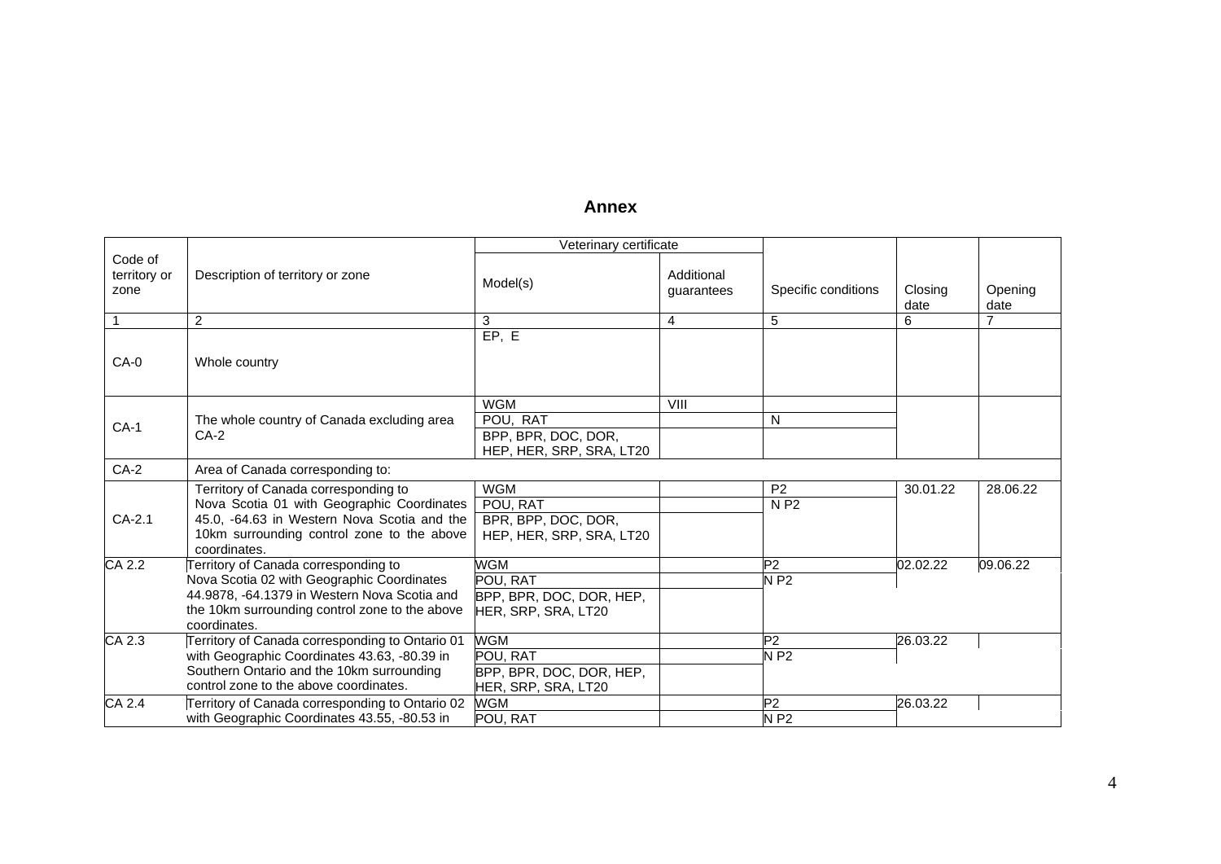## Annex

| Code of territory or zone | Description of territory or zone | Veterinary certificate | | Specific conditions | Closing date | Opening date |
|---|---|---|---|---|---|---|
| | | Model(s) | Additional guarantees | | | |
| 1 | 2 | 3 | 4 | 5 | 6 | 7 |
| CA-0 | Whole country | EP, E | | | | |
| CA-1 | The whole country of Canada excluding area CA-2 | WGM | VIII | | | |
| | | POU, RAT | | N | | |
| | | BPP, BPR, DOC, DOR, HEP, HER, SRP, SRA, LT20 | | | | |
| CA-2 | Area of Canada corresponding to: | | | | | |
| CA-2.1 | Territory of Canada corresponding to Nova Scotia 01 with Geographic Coordinates 45.0, -64.63 in Western Nova Scotia and the 10km surrounding control zone to the above coordinates. | WGM | | P2 | 30.01.22 | 28.06.22 |
| | | POU, RAT | | N P2 | | |
| | | BPR, BPP, DOC, DOR, HEP, HER, SRP, SRA, LT20 | | | | |
| CA 2.2 | Territory of Canada corresponding to Nova Scotia 02 with Geographic Coordinates 44.9878, -64.1379 in Western Nova Scotia and the 10km surrounding control zone to the above coordinates. | WGM | | P2 | 02.02.22 | 09.06.22 |
| | | POU, RAT | | N P2 | | |
| | | BPP, BPR, DOC, DOR, HEP, HER, SRP, SRA, LT20 | | | | |
| CA 2.3 | Territory of Canada corresponding to Ontario 01 with Geographic Coordinates 43.63, -80.39 in Southern Ontario and the 10km surrounding control zone to the above coordinates. | WGM | | P2 | 26.03.22 | |
| | | POU, RAT | | N P2 | | |
| | | BPP, BPR, DOC, DOR, HEP, HER, SRP, SRA, LT20 | | | | |
| CA 2.4 | Territory of Canada corresponding to Ontario 02 with Geographic Coordinates 43.55, -80.53 in | WGM | | P2 | 26.03.22 | |
| | | POU, RAT | | N P2 | | |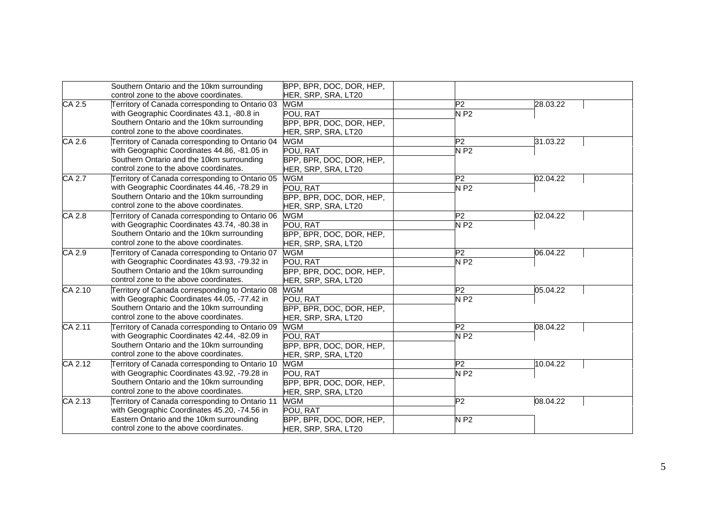| | | | | | | |
|---|---|---|---|---|---|---|
| | Southern Ontario and the 10km surrounding control zone to the above coordinates. | BPP, BPR, DOC, DOR, HEP, HER, SRP, SRA, LT20 | | | | |
| CA 2.5 | Territory of Canada corresponding to Ontario 03 with Geographic Coordinates 43.1, -80.8 in Southern Ontario and the 10km surrounding control zone to the above coordinates. | WGM | | P2 | 28.03.22 | |
| | | POU, RAT | | N P2 | | |
| | | BPP, BPR, DOC, DOR, HEP, HER, SRP, SRA, LT20 | | | | |
| CA 2.6 | Territory of Canada corresponding to Ontario 04 with Geographic Coordinates 44.86, -81.05 in Southern Ontario and the 10km surrounding control zone to the above coordinates. | WGM | | P2 | 31.03.22 | |
| | | POU, RAT | | N P2 | | |
| | | BPP, BPR, DOC, DOR, HEP, HER, SRP, SRA, LT20 | | | | |
| CA 2.7 | Territory of Canada corresponding to Ontario 05 with Geographic Coordinates 44.46, -78.29 in Southern Ontario and the 10km surrounding control zone to the above coordinates. | WGM | | P2 | 02.04.22 | |
| | | POU, RAT | | N P2 | | |
| | | BPP, BPR, DOC, DOR, HEP, HER, SRP, SRA, LT20 | | | | |
| CA 2.8 | Territory of Canada corresponding to Ontario 06 with Geographic Coordinates 43.74, -80.38 in Southern Ontario and the 10km surrounding control zone to the above coordinates. | WGM | | P2 | 02.04.22 | |
| | | POU, RAT | | N P2 | | |
| | | BPP, BPR, DOC, DOR, HEP, HER, SRP, SRA, LT20 | | | | |
| CA 2.9 | Territory of Canada corresponding to Ontario 07 with Geographic Coordinates 43.93, -79.32 in Southern Ontario and the 10km surrounding control zone to the above coordinates. | WGM | | P2 | 06.04.22 | |
| | | POU, RAT | | N P2 | | |
| | | BPP, BPR, DOC, DOR, HEP, HER, SRP, SRA, LT20 | | | | |
| CA 2.10 | Territory of Canada corresponding to Ontario 08 with Geographic Coordinates 44.05, -77.42 in Southern Ontario and the 10km surrounding control zone to the above coordinates. | WGM | | P2 | 05.04.22 | |
| | | POU, RAT | | N P2 | | |
| | | BPP, BPR, DOC, DOR, HEP, HER, SRP, SRA, LT20 | | | | |
| CA 2.11 | Territory of Canada corresponding to Ontario 09 with Geographic Coordinates 42.44, -82.09 in Southern Ontario and the 10km surrounding control zone to the above coordinates. | WGM | | P2 | 08.04.22 | |
| | | POU, RAT | | N P2 | | |
| | | BPP, BPR, DOC, DOR, HEP, HER, SRP, SRA, LT20 | | | | |
| CA 2.12 | Territory of Canada corresponding to Ontario 10 with Geographic Coordinates 43.92, -79.28 in Southern Ontario and the 10km surrounding control zone to the above coordinates. | WGM | | P2 | 10.04.22 | |
| | | POU, RAT | | N P2 | | |
| | | BPP, BPR, DOC, DOR, HEP, HER, SRP, SRA, LT20 | | | | |
| CA 2.13 | Territory of Canada corresponding to Ontario 11 with Geographic Coordinates 45.20, -74.56 in Eastern Ontario and the 10km surrounding control zone to the above coordinates. | WGM | | P2 | 08.04.22 | |
| | | POU, RAT | | | | |
| | | BPP, BPR, DOC, DOR, HEP, HER, SRP, SRA, LT20 | | N P2 | | |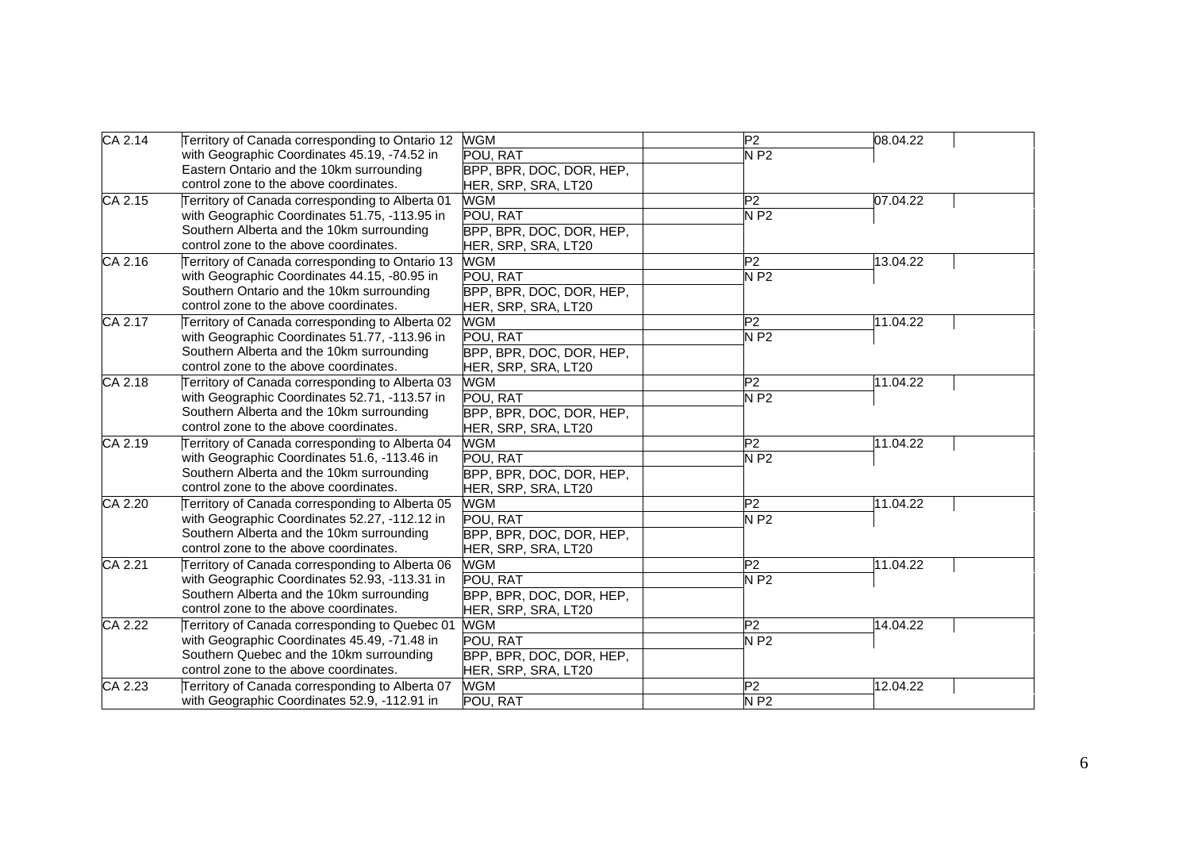| | | | | | | |
|---|---|---|---|---|---|---|
| CA 2.14 | Territory of Canada corresponding to Ontario 12 with Geographic Coordinates 45.19, -74.52 in Eastern Ontario and the 10km surrounding control zone to the above coordinates. | WGM | | P2 | 08.04.22 | |
| | | POU, RAT | | N P2 | | |
| | | BPP, BPR, DOC, DOR, HEP, HER, SRP, SRA, LT20 | | | | |
| CA 2.15 | Territory of Canada corresponding to Alberta 01 with Geographic Coordinates 51.75, -113.95 in Southern Alberta and the 10km surrounding control zone to the above coordinates. | WGM | | P2 | 07.04.22 | |
| | | POU, RAT | | N P2 | | |
| | | BPP, BPR, DOC, DOR, HEP, HER, SRP, SRA, LT20 | | | | |
| CA 2.16 | Territory of Canada corresponding to Ontario 13 with Geographic Coordinates 44.15, -80.95 in Southern Ontario and the 10km surrounding control zone to the above coordinates. | WGM | | P2 | 13.04.22 | |
| | | POU, RAT | | N P2 | | |
| | | BPP, BPR, DOC, DOR, HEP, HER, SRP, SRA, LT20 | | | | |
| CA 2.17 | Territory of Canada corresponding to Alberta 02 with Geographic Coordinates 51.77, -113.96 in Southern Alberta and the 10km surrounding control zone to the above coordinates. | WGM | | P2 | 11.04.22 | |
| | | POU, RAT | | N P2 | | |
| | | BPP, BPR, DOC, DOR, HEP, HER, SRP, SRA, LT20 | | | | |
| CA 2.18 | Territory of Canada corresponding to Alberta 03 with Geographic Coordinates 52.71, -113.57 in Southern Alberta and the 10km surrounding control zone to the above coordinates. | WGM | | P2 | 11.04.22 | |
| | | POU, RAT | | N P2 | | |
| | | BPP, BPR, DOC, DOR, HEP, HER, SRP, SRA, LT20 | | | | |
| CA 2.19 | Territory of Canada corresponding to Alberta 04 with Geographic Coordinates 51.6, -113.46 in Southern Alberta and the 10km surrounding control zone to the above coordinates. | WGM | | P2 | 11.04.22 | |
| | | POU, RAT | | N P2 | | |
| | | BPP, BPR, DOC, DOR, HEP, HER, SRP, SRA, LT20 | | | | |
| CA 2.20 | Territory of Canada corresponding to Alberta 05 with Geographic Coordinates 52.27, -112.12 in Southern Alberta and the 10km surrounding control zone to the above coordinates. | WGM | | P2 | 11.04.22 | |
| | | POU, RAT | | N P2 | | |
| | | BPP, BPR, DOC, DOR, HEP, HER, SRP, SRA, LT20 | | | | |
| CA 2.21 | Territory of Canada corresponding to Alberta 06 with Geographic Coordinates 52.93, -113.31 in Southern Alberta and the 10km surrounding control zone to the above coordinates. | WGM | | P2 | 11.04.22 | |
| | | POU, RAT | | N P2 | | |
| | | BPP, BPR, DOC, DOR, HEP, HER, SRP, SRA, LT20 | | | | |
| CA 2.22 | Territory of Canada corresponding to Quebec 01 with Geographic Coordinates 45.49, -71.48 in Southern Quebec and the 10km surrounding control zone to the above coordinates. | WGM | | P2 | 14.04.22 | |
| | | POU, RAT | | N P2 | | |
| | | BPP, BPR, DOC, DOR, HEP, HER, SRP, SRA, LT20 | | | | |
| CA 2.23 | Territory of Canada corresponding to Alberta 07 with Geographic Coordinates 52.9, -112.91 in | WGM | | P2 | 12.04.22 | |
| | | POU, RAT | | N P2 | | |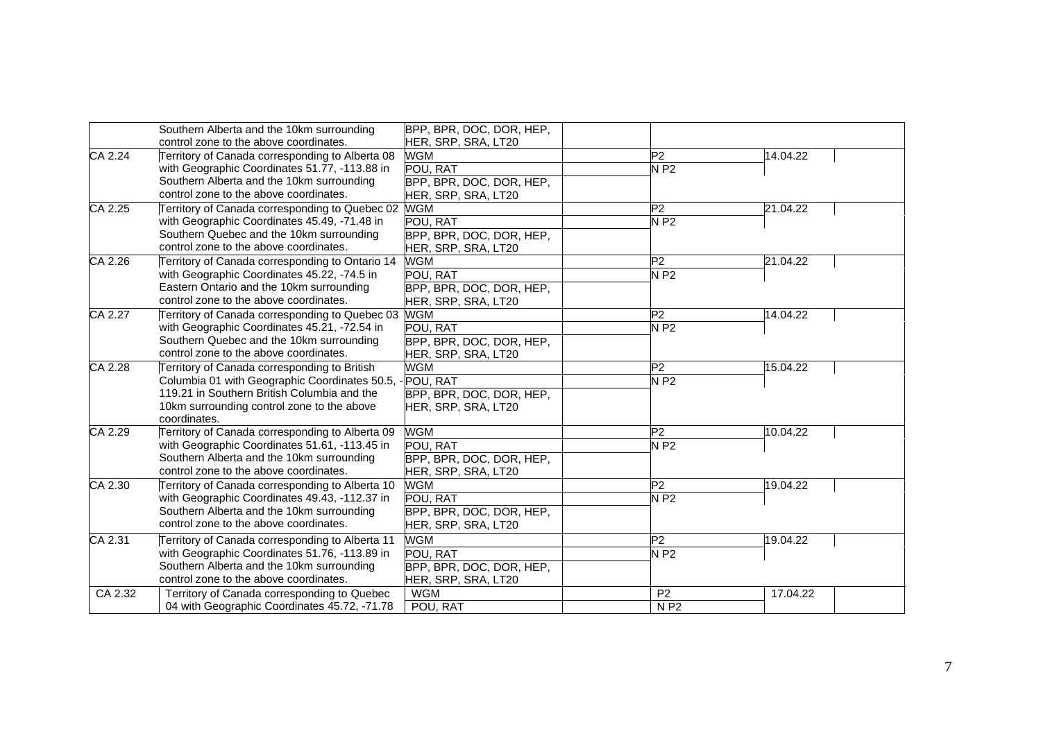| | | | | | | |
|---|---|---|---|---|---|---|
| | Southern Alberta and the 10km surrounding control zone to the above coordinates. | BPP, BPR, DOC, DOR, HEP, HER, SRP, SRA, LT20 | | | | |
| CA 2.24 | Territory of Canada corresponding to Alberta 08 with Geographic Coordinates 51.77, -113.88 in Southern Alberta and the 10km surrounding control zone to the above coordinates. | WGM | | P2 | 14.04.22 | |
| | | POU, RAT | | N P2 | | |
| | | BPP, BPR, DOC, DOR, HEP, HER, SRP, SRA, LT20 | | | | |
| CA 2.25 | Territory of Canada corresponding to Quebec 02 with Geographic Coordinates 45.49, -71.48 in Southern Quebec and the 10km surrounding control zone to the above coordinates. | WGM | | P2 | 21.04.22 | |
| | | POU, RAT | | N P2 | | |
| | | BPP, BPR, DOC, DOR, HEP, HER, SRP, SRA, LT20 | | | | |
| CA 2.26 | Territory of Canada corresponding to Ontario 14 with Geographic Coordinates 45.22, -74.5 in Eastern Ontario and the 10km surrounding control zone to the above coordinates. | WGM | | P2 | 21.04.22 | |
| | | POU, RAT | | N P2 | | |
| | | BPP, BPR, DOC, DOR, HEP, HER, SRP, SRA, LT20 | | | | |
| CA 2.27 | Territory of Canada corresponding to Quebec 03 with Geographic Coordinates 45.21, -72.54 in Southern Quebec and the 10km surrounding control zone to the above coordinates. | WGM | | P2 | 14.04.22 | |
| | | POU, RAT | | N P2 | | |
| | | BPP, BPR, DOC, DOR, HEP, HER, SRP, SRA, LT20 | | | | |
| CA 2.28 | Territory of Canada corresponding to British Columbia 01 with Geographic Coordinates 50.5, -119.21 in Southern British Columbia and the 10km surrounding control zone to the above coordinates. | WGM | | P2 | 15.04.22 | |
| | | POU, RAT | | N P2 | | |
| | | BPP, BPR, DOC, DOR, HEP, HER, SRP, SRA, LT20 | | | | |
| CA 2.29 | Territory of Canada corresponding to Alberta 09 with Geographic Coordinates 51.61, -113.45 in Southern Alberta and the 10km surrounding control zone to the above coordinates. | WGM | | P2 | 10.04.22 | |
| | | POU, RAT | | N P2 | | |
| | | BPP, BPR, DOC, DOR, HEP, HER, SRP, SRA, LT20 | | | | |
| CA 2.30 | Territory of Canada corresponding to Alberta 10 with Geographic Coordinates 49.43, -112.37 in Southern Alberta and the 10km surrounding control zone to the above coordinates. | WGM | | P2 | 19.04.22 | |
| | | POU, RAT | | N P2 | | |
| | | BPP, BPR, DOC, DOR, HEP, HER, SRP, SRA, LT20 | | | | |
| CA 2.31 | Territory of Canada corresponding to Alberta 11 with Geographic Coordinates 51.76, -113.89 in Southern Alberta and the 10km surrounding control zone to the above coordinates. | WGM | | P2 | 19.04.22 | |
| | | POU, RAT | | N P2 | | |
| | | BPP, BPR, DOC, DOR, HEP, HER, SRP, SRA, LT20 | | | | |
| CA 2.32 | Territory of Canada corresponding to Quebec 04 with Geographic Coordinates 45.72, -71.78 | WGM | | P2 | 17.04.22 | |
| | | POU, RAT | | N P2 | | |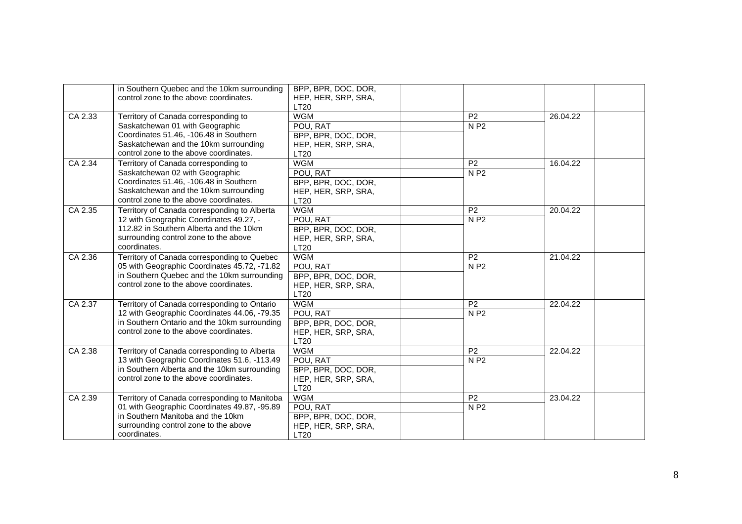| | | | | | | |
|---|---|---|---|---|---|---|
| | in Southern Quebec and the 10km surrounding control zone to the above coordinates. | BPP, BPR, DOC, DOR, HEP, HER, SRP, SRA, LT20 | | | | |
| CA 2.33 | Territory of Canada corresponding to Saskatchewan 01 with Geographic Coordinates 51.46, -106.48 in Southern Saskatchewan and the 10km surrounding control zone to the above coordinates. | WGM | | P2 | 26.04.22 | |
| | | POU, RAT | | N P2 | | |
| | | BPP, BPR, DOC, DOR, HEP, HER, SRP, SRA, LT20 | | | | |
| CA 2.34 | Territory of Canada corresponding to Saskatchewan 02 with Geographic Coordinates 51.46, -106.48 in Southern Saskatchewan and the 10km surrounding control zone to the above coordinates. | WGM | | P2 | 16.04.22 | |
| | | POU, RAT | | N P2 | | |
| | | BPP, BPR, DOC, DOR, HEP, HER, SRP, SRA, LT20 | | | | |
| CA 2.35 | Territory of Canada corresponding to Alberta 12 with Geographic Coordinates 49.27, -112.82 in Southern Alberta and the 10km surrounding control zone to the above coordinates. | WGM | | P2 | 20.04.22 | |
| | | POU, RAT | | N P2 | | |
| | | BPP, BPR, DOC, DOR, HEP, HER, SRP, SRA, LT20 | | | | |
| CA 2.36 | Territory of Canada corresponding to Quebec 05 with Geographic Coordinates 45.72, -71.82 in Southern Quebec and the 10km surrounding control zone to the above coordinates. | WGM | | P2 | 21.04.22 | |
| | | POU, RAT | | N P2 | | |
| | | BPP, BPR, DOC, DOR, HEP, HER, SRP, SRA, LT20 | | | | |
| CA 2.37 | Territory of Canada corresponding to Ontario 12 with Geographic Coordinates 44.06, -79.35 in Southern Ontario and the 10km surrounding control zone to the above coordinates. | WGM | | P2 | 22.04.22 | |
| | | POU, RAT | | N P2 | | |
| | | BPP, BPR, DOC, DOR, HEP, HER, SRP, SRA, LT20 | | | | |
| CA 2.38 | Territory of Canada corresponding to Alberta 13 with Geographic Coordinates 51.6, -113.49 in Southern Alberta and the 10km surrounding control zone to the above coordinates. | WGM | | P2 | 22.04.22 | |
| | | POU, RAT | | N P2 | | |
| | | BPP, BPR, DOC, DOR, HEP, HER, SRP, SRA, LT20 | | | | |
| CA 2.39 | Territory of Canada corresponding to Manitoba 01 with Geographic Coordinates 49.87, -95.89 in Southern Manitoba and the 10km surrounding control zone to the above coordinates. | WGM | | P2 | 23.04.22 | |
| | | POU, RAT | | N P2 | | |
| | | BPP, BPR, DOC, DOR, HEP, HER, SRP, SRA, LT20 | | | | |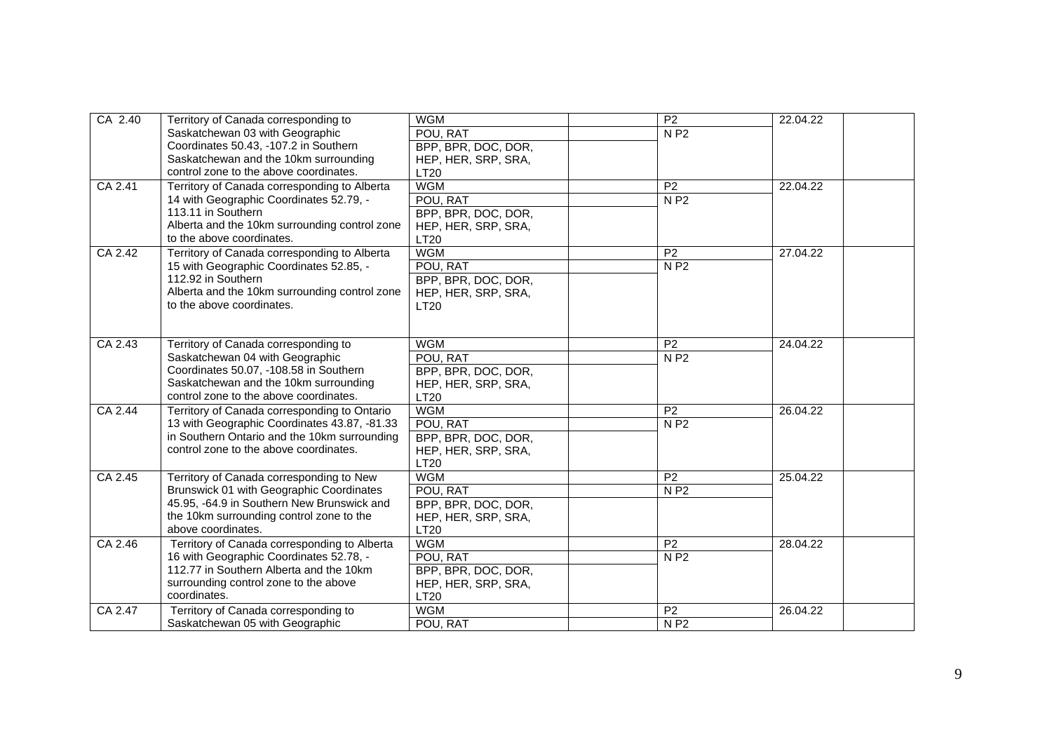| CA 2.40 | Territory of Canada corresponding to Saskatchewan 03 with Geographic Coordinates 50.43, -107.2 in Southern Saskatchewan and the 10km surrounding control zone to the above coordinates. | WGM | | P2 | 22.04.22 | |
|---|---|---|---|---|---|---|
| | | POU, RAT | | N P2 | | |
| | | BPP, BPR, DOC, DOR, HEP, HER, SRP, SRA, LT20 | | | | |
| CA 2.41 | Territory of Canada corresponding to Alberta 14 with Geographic Coordinates 52.79, -113.11 in Southern Alberta and the 10km surrounding control zone to the above coordinates. | WGM | | P2 | 22.04.22 | |
| | | POU, RAT | | N P2 | | |
| | | BPP, BPR, DOC, DOR, HEP, HER, SRP, SRA, LT20 | | | | |
| CA 2.42 | Territory of Canada corresponding to Alberta 15 with Geographic Coordinates 52.85, -112.92 in Southern Alberta and the 10km surrounding control zone to the above coordinates. | WGM | | P2 | 27.04.22 | |
| | | POU, RAT | | N P2 | | |
| | | BPP, BPR, DOC, DOR, HEP, HER, SRP, SRA, LT20 | | | | |
| CA 2.43 | Territory of Canada corresponding to Saskatchewan 04 with Geographic Coordinates 50.07, -108.58 in Southern Saskatchewan and the 10km surrounding control zone to the above coordinates. | WGM | | P2 | 24.04.22 | |
| | | POU, RAT | | N P2 | | |
| | | BPP, BPR, DOC, DOR, HEP, HER, SRP, SRA, LT20 | | | | |
| CA 2.44 | Territory of Canada corresponding to Ontario 13 with Geographic Coordinates 43.87, -81.33 in Southern Ontario and the 10km surrounding control zone to the above coordinates. | WGM | | P2 | 26.04.22 | |
| | | POU, RAT | | N P2 | | |
| | | BPP, BPR, DOC, DOR, HEP, HER, SRP, SRA, LT20 | | | | |
| CA 2.45 | Territory of Canada corresponding to New Brunswick 01 with Geographic Coordinates 45.95, -64.9 in Southern New Brunswick and the 10km surrounding control zone to the above coordinates. | WGM | | P2 | 25.04.22 | |
| | | POU, RAT | | N P2 | | |
| | | BPP, BPR, DOC, DOR, HEP, HER, SRP, SRA, LT20 | | | | |
| CA 2.46 | Territory of Canada corresponding to Alberta 16 with Geographic Coordinates 52.78, -112.77 in Southern Alberta and the 10km surrounding control zone to the above coordinates. | WGM | | P2 | 28.04.22 | |
| | | POU, RAT | | N P2 | | |
| | | BPP, BPR, DOC, DOR, HEP, HER, SRP, SRA, LT20 | | | | |
| CA 2.47 | Territory of Canada corresponding to Saskatchewan 05 with Geographic | WGM | | P2 | 26.04.22 | |
| | | POU, RAT | | N P2 | | |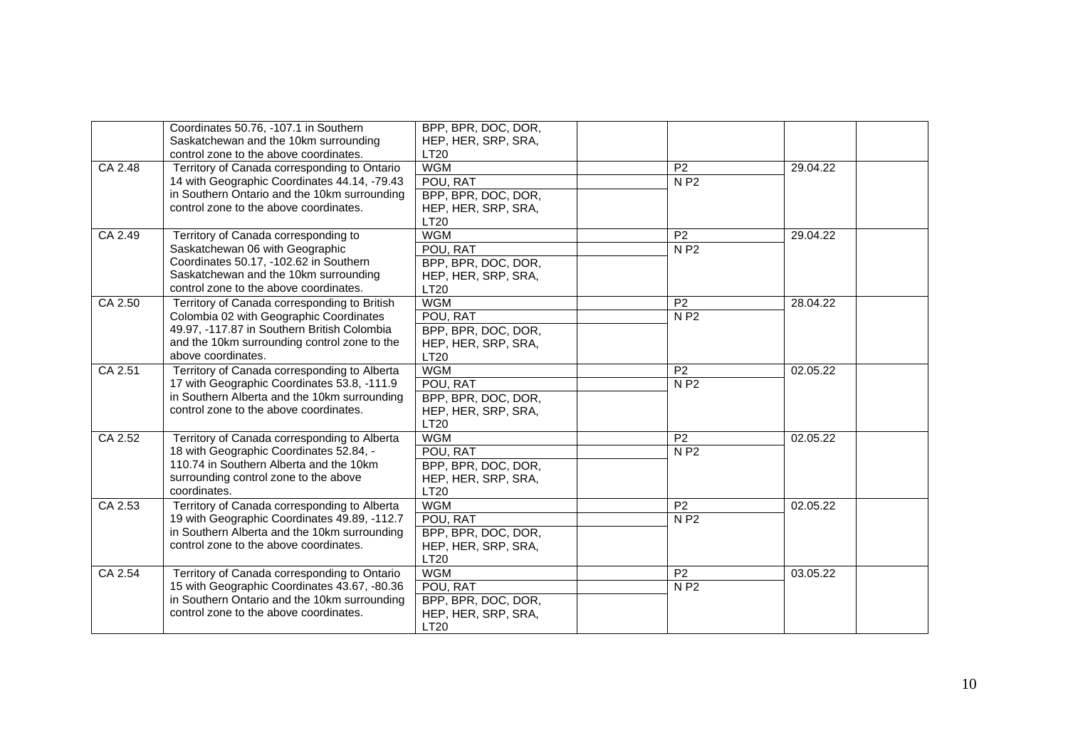| | | | | | | |
|---|---|---|---|---|---|---|
| | Coordinates 50.76, -107.1 in Southern Saskatchewan and the 10km surrounding control zone to the above coordinates. | BPP, BPR, DOC, DOR, HEP, HER, SRP, SRA, LT20 | | | | |
| CA 2.48 | Territory of Canada corresponding to Ontario 14 with Geographic Coordinates 44.14, -79.43 in Southern Ontario and the 10km surrounding control zone to the above coordinates. | WGM | | P2 | 29.04.22 | |
| | | POU, RAT | | N P2 | | |
| | | BPP, BPR, DOC, DOR, HEP, HER, SRP, SRA, LT20 | | | | |
| CA 2.49 | Territory of Canada corresponding to Saskatchewan 06 with Geographic Coordinates 50.17, -102.62 in Southern Saskatchewan and the 10km surrounding control zone to the above coordinates. | WGM | | P2 | 29.04.22 | |
| | | POU, RAT | | N P2 | | |
| | | BPP, BPR, DOC, DOR, HEP, HER, SRP, SRA, LT20 | | | | |
| CA 2.50 | Territory of Canada corresponding to British Colombia 02 with Geographic Coordinates 49.97, -117.87 in Southern British Colombia and the 10km surrounding control zone to the above coordinates. | WGM | | P2 | 28.04.22 | |
| | | POU, RAT | | N P2 | | |
| | | BPP, BPR, DOC, DOR, HEP, HER, SRP, SRA, LT20 | | | | |
| CA 2.51 | Territory of Canada corresponding to Alberta 17 with Geographic Coordinates 53.8, -111.9 in Southern Alberta and the 10km surrounding control zone to the above coordinates. | WGM | | P2 | 02.05.22 | |
| | | POU, RAT | | N P2 | | |
| | | BPP, BPR, DOC, DOR, HEP, HER, SRP, SRA, LT20 | | | | |
| CA 2.52 | Territory of Canada corresponding to Alberta 18 with Geographic Coordinates 52.84, -110.74 in Southern Alberta and the 10km surrounding control zone to the above coordinates. | WGM | | P2 | 02.05.22 | |
| | | POU, RAT | | N P2 | | |
| | | BPP, BPR, DOC, DOR, HEP, HER, SRP, SRA, LT20 | | | | |
| CA 2.53 | Territory of Canada corresponding to Alberta 19 with Geographic Coordinates 49.89, -112.7 in Southern Alberta and the 10km surrounding control zone to the above coordinates. | WGM | | P2 | 02.05.22 | |
| | | POU, RAT | | N P2 | | |
| | | BPP, BPR, DOC, DOR, HEP, HER, SRP, SRA, LT20 | | | | |
| CA 2.54 | Territory of Canada corresponding to Ontario 15 with Geographic Coordinates 43.67, -80.36 in Southern Ontario and the 10km surrounding control zone to the above coordinates. | WGM | | P2 | 03.05.22 | |
| | | POU, RAT | | N P2 | | |
| | | BPP, BPR, DOC, DOR, HEP, HER, SRP, SRA, LT20 | | | | |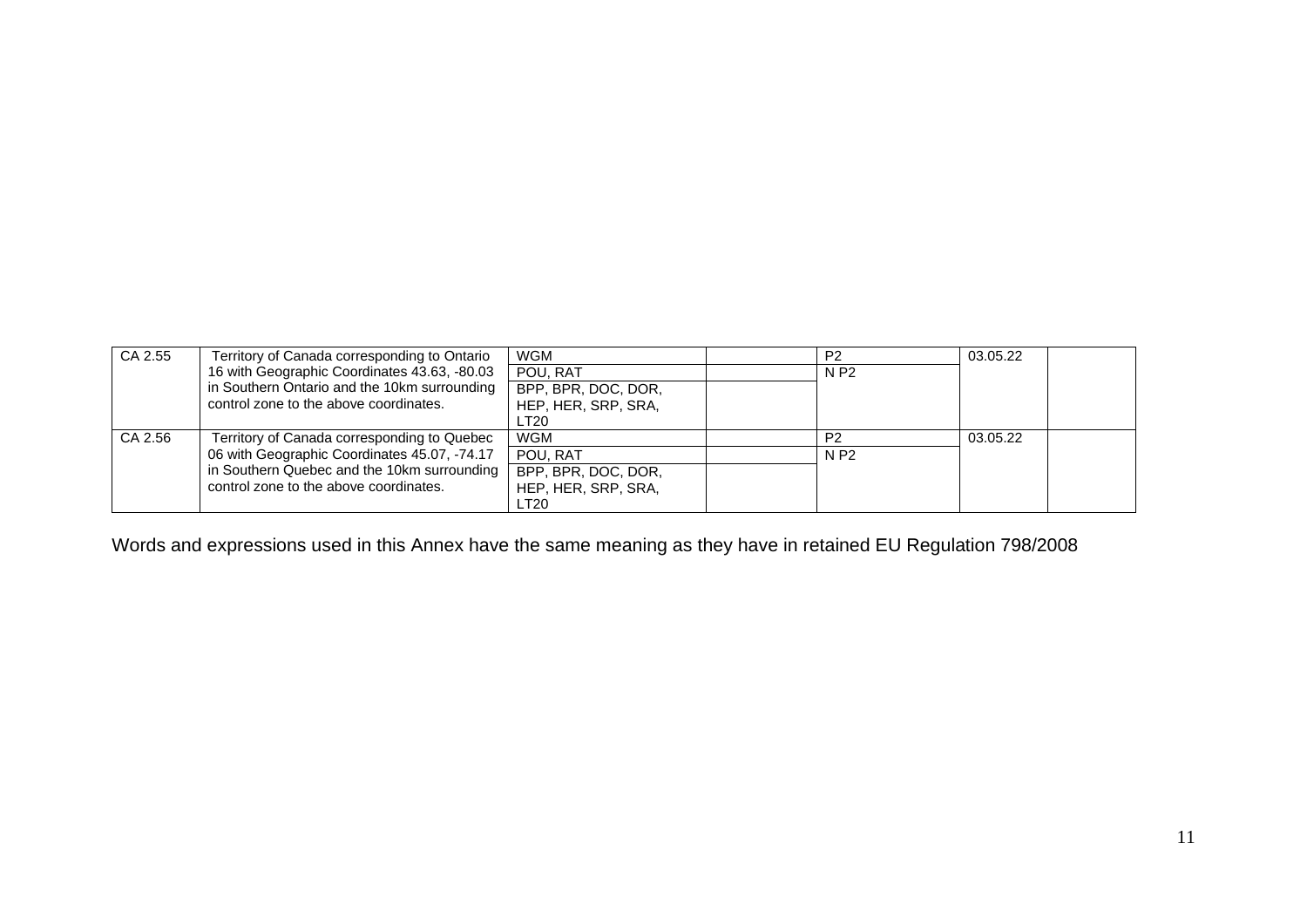| | | | | | | |
|---|---|---|---|---|---|---|
| CA 2.55 | Territory of Canada corresponding to Ontario 16 with Geographic Coordinates 43.63, -80.03 in Southern Ontario and the 10km surrounding control zone to the above coordinates. | WGM | | P2 | 03.05.22 | |
| | | POU, RAT | | N P2 | | |
| | | BPP, BPR, DOC, DOR, HEP, HER, SRP, SRA, LT20 | | | | |
| CA 2.56 | Territory of Canada corresponding to Quebec 06 with Geographic Coordinates 45.07, -74.17 in Southern Quebec and the 10km surrounding control zone to the above coordinates. | WGM | | P2 | 03.05.22 | |
| | | POU, RAT | | N P2 | | |
| | | BPP, BPR, DOC, DOR, HEP, HER, SRP, SRA, LT20 | | | | |

Words and expressions used in this Annex have the same meaning as they have in retained EU Regulation 798/2008